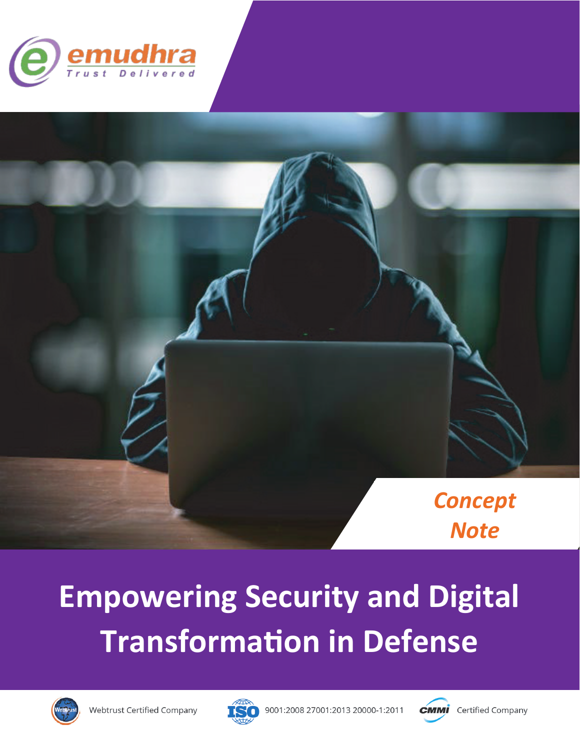emudhra

Trust Delivered

*Concept Note*

# Empowering Security and Digital Transformation in Defense

Webtrust Certified Company

ISO 9001:2008 27001:2013 20000-1:2011

CMMI Certified Company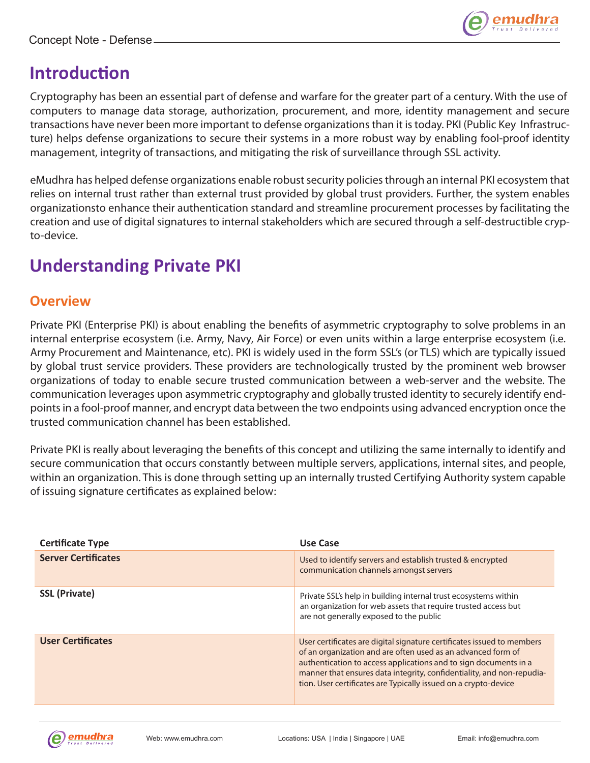# Introduction

Cryptography has been an essential part of defense and warfare for the greater part of a century. With the use of computers to manage data storage, authorization, procurement, and more, identity management and secure transactions have never been more important to defense organizations than it is today. PKI (Public Key Infrastructure) helps defense organizations to secure their systems in a more robust way by enabling fool-proof identity management, integrity of transactions, and mitigating the risk of surveillance through SSL activity.

eMudhra has helped defense organizations enable robust security policies through an internal PKI ecosystem that relies on internal trust rather than external trust provided by global trust providers. Further, the system enables organizationsto enhance their authentication standard and streamline procurement processes by facilitating the creation and use of digital signatures to internal stakeholders which are secured through a self-destructible crypto-device.

# Understanding Private PKI

## Overview

Private PKI (Enterprise PKI) is about enabling the benefits of asymmetric cryptography to solve problems in an internal enterprise ecosystem (i.e. Army, Navy, Air Force) or even units within a large enterprise ecosystem (i.e. Army Procurement and Maintenance, etc). PKI is widely used in the form SSL's (or TLS) which are typically issued by global trust service providers. These providers are technologically trusted by the prominent web browser organizations of today to enable secure trusted communication between a web-server and the website. The communication leverages upon asymmetric cryptography and globally trusted identity to securely identify endpoints in a fool-proof manner, and encrypt data between the two endpoints using advanced encryption once the trusted communication channel has been established.

Private PKI is really about leveraging the benefits of this concept and utilizing the same internally to identify and secure communication that occurs constantly between multiple servers, applications, internal sites, and people, within an organization. This is done through setting up an internally trusted Certifying Authority system capable of issuing signature certificates as explained below:

| Certificate Type | Use Case |
|---|---|
| **Server Certificates** | Used to identify servers and establish trusted & encrypted communication channels amongst servers |
| **SSL (Private)** | Private SSL's help in building internal trust ecosystems within an organization for web assets that require trusted access but are not generally exposed to the public |
| **User Certificates** | User certificates are digital signature certificates issued to members of an organization and are often used as an advanced form of authentication to access applications and to sign documents in a manner that ensures data integrity, confidentiality, and non-repudiation. User certificates are Typically issued on a crypto-device |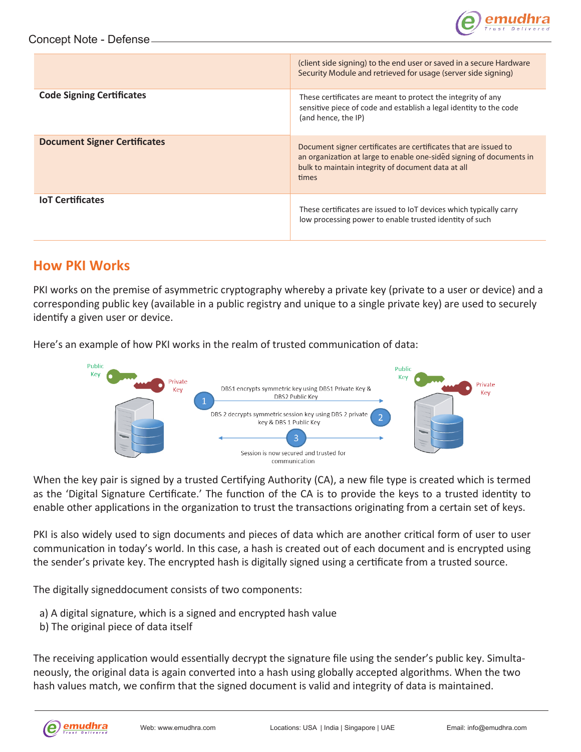| | |
|---|---|
| | (client side signing) to the end user or saved in a secure Hardware Security Module and retrieved for usage (server side signing) |
| **Code Signing Certificates** | These certificates are meant to protect the integrity of any sensitive piece of code and establish a legal identity to the code (and hence, the IP) |
| **Document Signer Certificates** | Document signer certificates are certificates that are issued to an organization at large to enable one-sided signing of documents in bulk to maintain integrity of document data at all times |
| **IoT Certificates** | These certificates are issued to IoT devices which typically carry low processing power to enable trusted identity of such |

## How PKI Works

PKI works on the premise of asymmetric cryptography whereby a private key (private to a user or device) and a corresponding public key (available in a public registry and unique to a single private key) are used to securely identify a given user or device.

Here's an example of how PKI works in the realm of trusted communication of data:

Public Key | Private Key | Public Key | Private Key

1. DBS1 encrypts symmetric key using DBS1 Private Key & DBS2 Public Key
2. DBS 2 decrypts symmetric session key using DBS 2 private key & DBS 1 Public Key
3. Session is now secured and trusted for communication

When the key pair is signed by a trusted Certifying Authority (CA), a new file type is created which is termed as the 'Digital Signature Certificate.' The function of the CA is to provide the keys to a trusted identity to enable other applications in the organization to trust the transactions originating from a certain set of keys.

PKI is also widely used to sign documents and pieces of data which are another critical form of user to user communication in today's world. In this case, a hash is created out of each document and is encrypted using the sender's private key. The encrypted hash is digitally signed using a certificate from a trusted source.

The digitally signeddocument consists of two components:

a) A digital signature, which is a signed and encrypted hash value
b) The original piece of data itself

The receiving application would essentially decrypt the signature file using the sender's public key. Simultaneously, the original data is again converted into a hash using globally accepted algorithms. When the two hash values match, we confirm that the signed document is valid and integrity of data is maintained.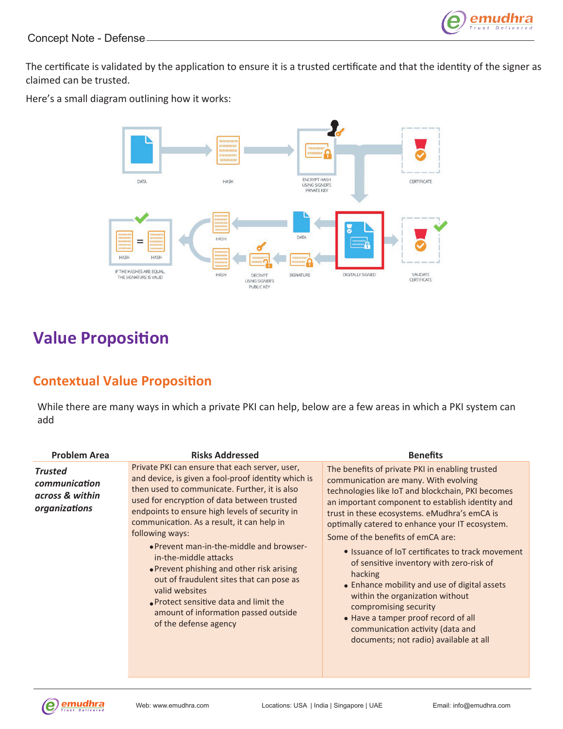The certificate is validated by the application to ensure it is a trusted certificate and that the identity of the signer as claimed can be trusted.

Here's a small diagram outlining how it works:

DATA

HASH

ENCRYPT HASH USING SIGNER'S PRIVATE KEY

CERTIFICATE

HASH = HASH

IF THE HASHES ARE EQUAL, THE SIGNATURE IS VALID

HASH

DATA

HASH

DECRYPT USING SIGNER'S PUBLIC KEY

SIGNATURE

DIGITALLY SIGNED

VALIDATE CERTIFICATE

# Value Proposition

## Contextual Value Proposition

While there are many ways in which a private PKI can help, below are a few areas in which a PKI system can add

| Problem Area | Risks Addressed | Benefits |
| --- | --- | --- |
| ***Trusted communication across & within organizations*** | Private PKI can ensure that each server, user, and device, is given a fool-proof identity which is then used to communicate. Further, it is also used for encryption of data between trusted endpoints to ensure high levels of security in communication. As a result, it can help in following ways:<br>• Prevent man-in-the-middle and browser-in-the-middle attacks<br>• Prevent phishing and other risk arising out of fraudulent sites that can pose as valid websites<br>• Protect sensitive data and limit the amount of information passed outside of the defense agency | The benefits of private PKI in enabling trusted communication are many. With evolving technologies like IoT and blockchain, PKI becomes an important component to establish identity and trust in these ecosystems. eMudhra's emCA is optimally catered to enhance your IT ecosystem.<br>Some of the benefits of emCA are:<br>• Issuance of IoT certificates to track movement of sensitive inventory with zero-risk of hacking<br>• Enhance mobility and use of digital assets within the organization without compromising security<br>• Have a tamper proof record of all communication activity (data and documents; not radio) available at all |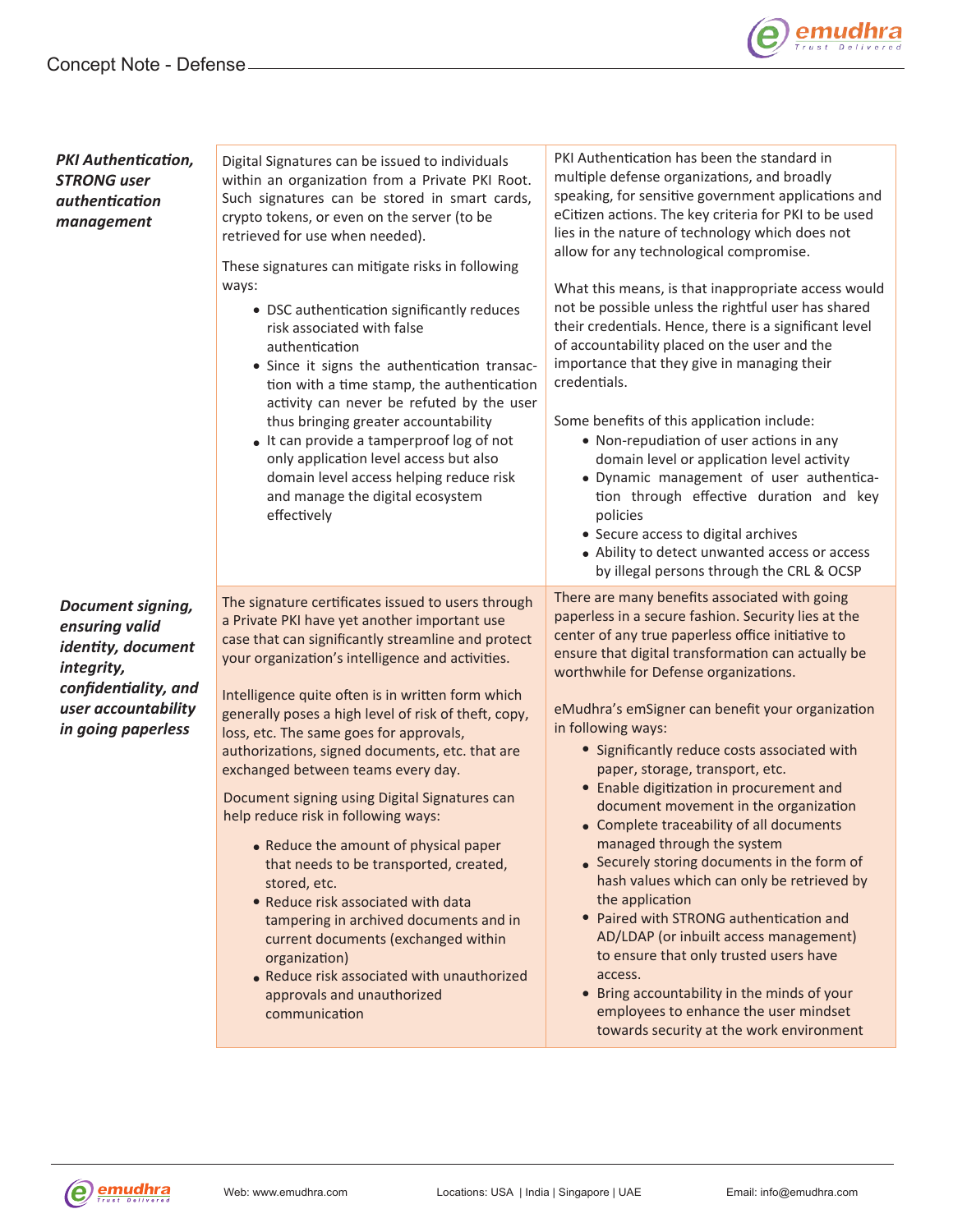| | | |
|---|---|---|
| ***PKI Authentication, STRONG user authentication management*** | Digital Signatures can be issued to individuals within an organization from a Private PKI Root. Such signatures can be stored in smart cards, crypto tokens, or even on the server (to be retrieved for use when needed).<br><br>These signatures can mitigate risks in following ways:<br>• DSC authentication significantly reduces risk associated with false authentication<br>• Since it signs the authentication transaction with a time stamp, the authentication activity can never be refuted by the user thus bringing greater accountability<br>• It can provide a tamperproof log of not only application level access but also domain level access helping reduce risk and manage the digital ecosystem effectively | PKI Authentication has been the standard in multiple defense organizations, and broadly speaking, for sensitive government applications and eCitizen actions. The key criteria for PKI to be used lies in the nature of technology which does not allow for any technological compromise.<br><br>What this means, is that inappropriate access would not be possible unless the rightful user has shared their credentials. Hence, there is a significant level of accountability placed on the user and the importance that they give in managing their credentials.<br><br>Some benefits of this application include:<br>• Non-repudiation of user actions in any domain level or application level activity<br>• Dynamic management of user authentication through effective duration and key policies<br>• Secure access to digital archives<br>• Ability to detect unwanted access or access by illegal persons through the CRL & OCSP |
| ***Document signing, ensuring valid identity, document integrity, confidentiality, and user accountability in going paperless*** | The signature certificates issued to users through a Private PKI have yet another important use case that can significantly streamline and protect your organization's intelligence and activities.<br><br>Intelligence quite often is in written form which generally poses a high level of risk of theft, copy, loss, etc. The same goes for approvals, authorizations, signed documents, etc. that are exchanged between teams every day.<br><br>Document signing using Digital Signatures can help reduce risk in following ways:<br>• Reduce the amount of physical paper that needs to be transported, created, stored, etc.<br>• Reduce risk associated with data tampering in archived documents and in current documents (exchanged within organization)<br>• Reduce risk associated with unauthorized approvals and unauthorized communication | There are many benefits associated with going paperless in a secure fashion. Security lies at the center of any true paperless office initiative to ensure that digital transformation can actually be worthwhile for Defense organizations.<br><br>eMudhra's emSigner can benefit your organization in following ways:<br>• Significantly reduce costs associated with paper, storage, transport, etc.<br>• Enable digitization in procurement and document movement in the organization<br>• Complete traceability of all documents managed through the system<br>• Securely storing documents in the form of hash values which can only be retrieved by the application<br>• Paired with STRONG authentication and AD/LDAP (or inbuilt access management) to ensure that only trusted users have access.<br>• Bring accountability in the minds of your employees to enhance the user mindset towards security at the work environment |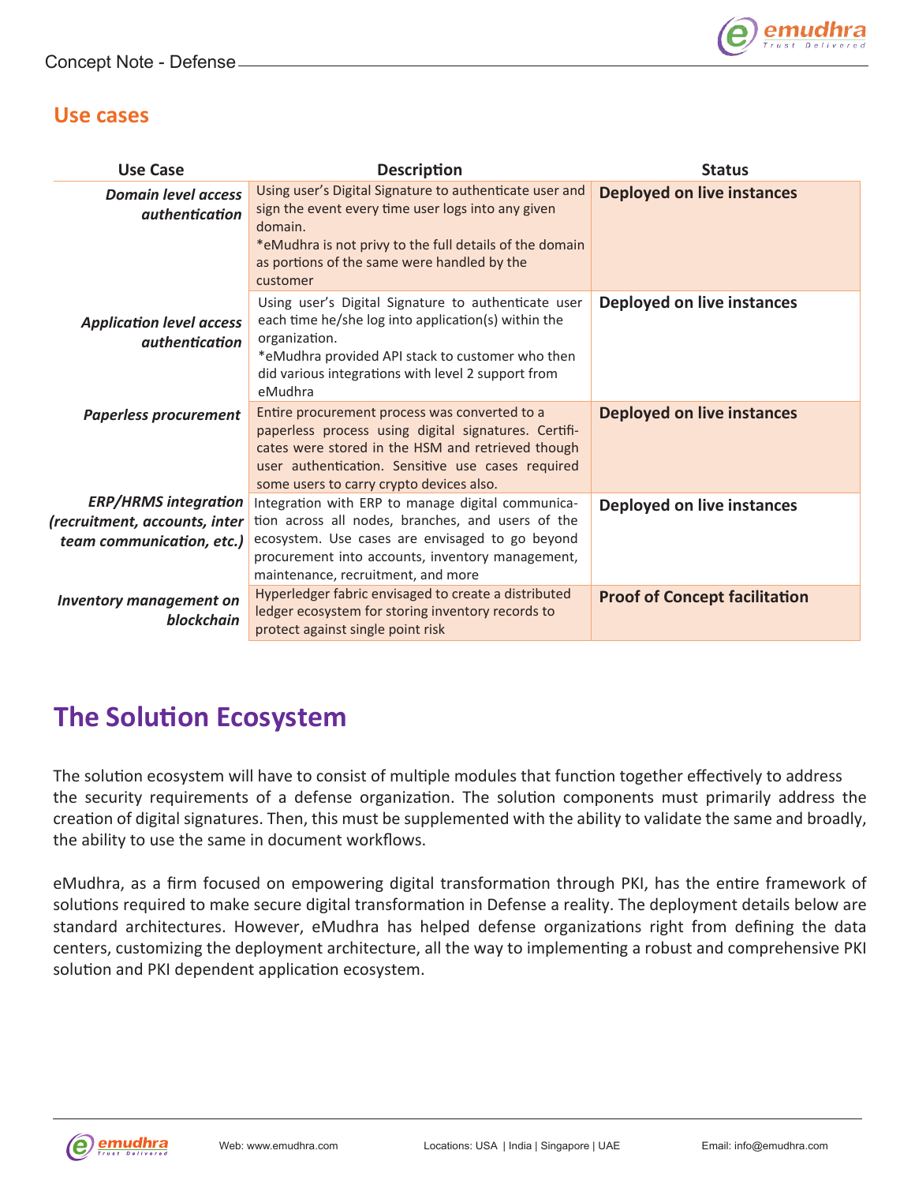## Use cases

| Use Case | Description | Status |
| --- | --- | --- |
| ***Domain level access authentication*** | Using user's Digital Signature to authenticate user and sign the event every time user logs into any given domain.<br>*eMudhra is not privy to the full details of the domain as portions of the same were handled by the customer | **Deployed on live instances** |
| ***Application level access authentication*** | Using user's Digital Signature to authenticate user each time he/she log into application(s) within the organization.<br>*eMudhra provided API stack to customer who then did various integrations with level 2 support from eMudhra | **Deployed on live instances** |
| ***Paperless procurement*** | Entire procurement process was converted to a paperless process using digital signatures. Certificates were stored in the HSM and retrieved though user authentication. Sensitive use cases required some users to carry crypto devices also. | **Deployed on live instances** |
| ***ERP/HRMS integration (recruitment, accounts, inter team communication, etc.)*** | Integration with ERP to manage digital communication across all nodes, branches, and users of the ecosystem. Use cases are envisaged to go beyond procurement into accounts, inventory management, maintenance, recruitment, and more | **Deployed on live instances** |
| ***Inventory management on blockchain*** | Hyperledger fabric envisaged to create a distributed ledger ecosystem for storing inventory records to protect against single point risk | **Proof of Concept facilitation** |

# The Solution Ecosystem

The solution ecosystem will have to consist of multiple modules that function together effectively to address the security requirements of a defense organization. The solution components must primarily address the creation of digital signatures. Then, this must be supplemented with the ability to validate the same and broadly, the ability to use the same in document workflows.

eMudhra, as a firm focused on empowering digital transformation through PKI, has the entire framework of solutions required to make secure digital transformation in Defense a reality. The deployment details below are standard architectures. However, eMudhra has helped defense organizations right from defining the data centers, customizing the deployment architecture, all the way to implementing a robust and comprehensive PKI solution and PKI dependent application ecosystem.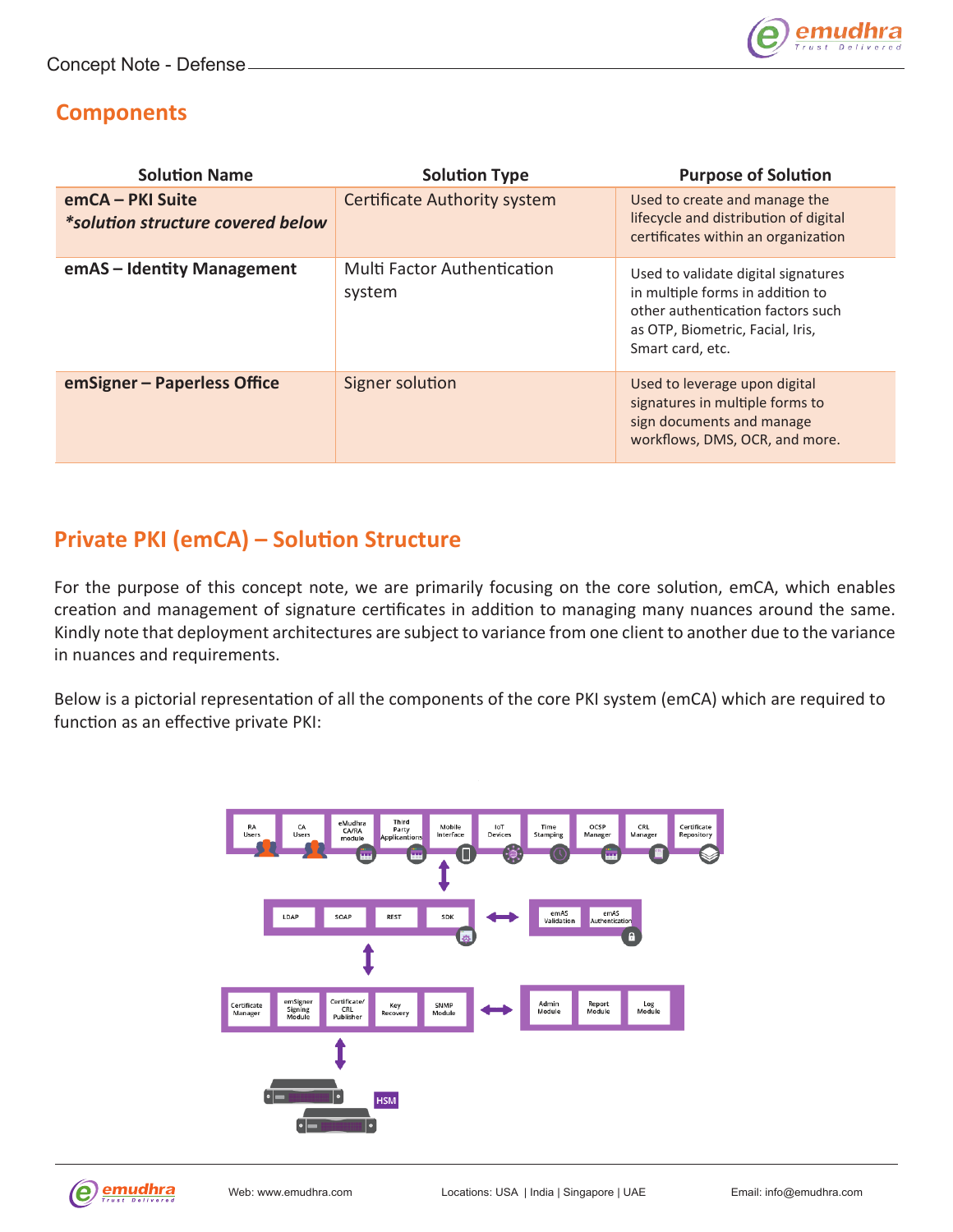## Components

| Solution Name | Solution Type | Purpose of Solution |
|---|---|---|
| **emCA – PKI Suite** ***\*solution structure covered below*** | Certificate Authority system | Used to create and manage the lifecycle and distribution of digital certificates within an organization |
| **emAS – Identity Management** | Multi Factor Authentication system | Used to validate digital signatures in multiple forms in addition to other authentication factors such as OTP, Biometric, Facial, Iris, Smart card, etc. |
| **emSigner – Paperless Office** | Signer solution | Used to leverage upon digital signatures in multiple forms to sign documents and manage workflows, DMS, OCR, and more. |

## Private PKI (emCA) – Solution Structure

For the purpose of this concept note, we are primarily focusing on the core solution, emCA, which enables creation and management of signature certificates in addition to managing many nuances around the same. Kindly note that deployment architectures are subject to variance from one client to another due to the variance in nuances and requirements.

Below is a pictorial representation of all the components of the core PKI system (emCA) which are required to function as an effective private PKI: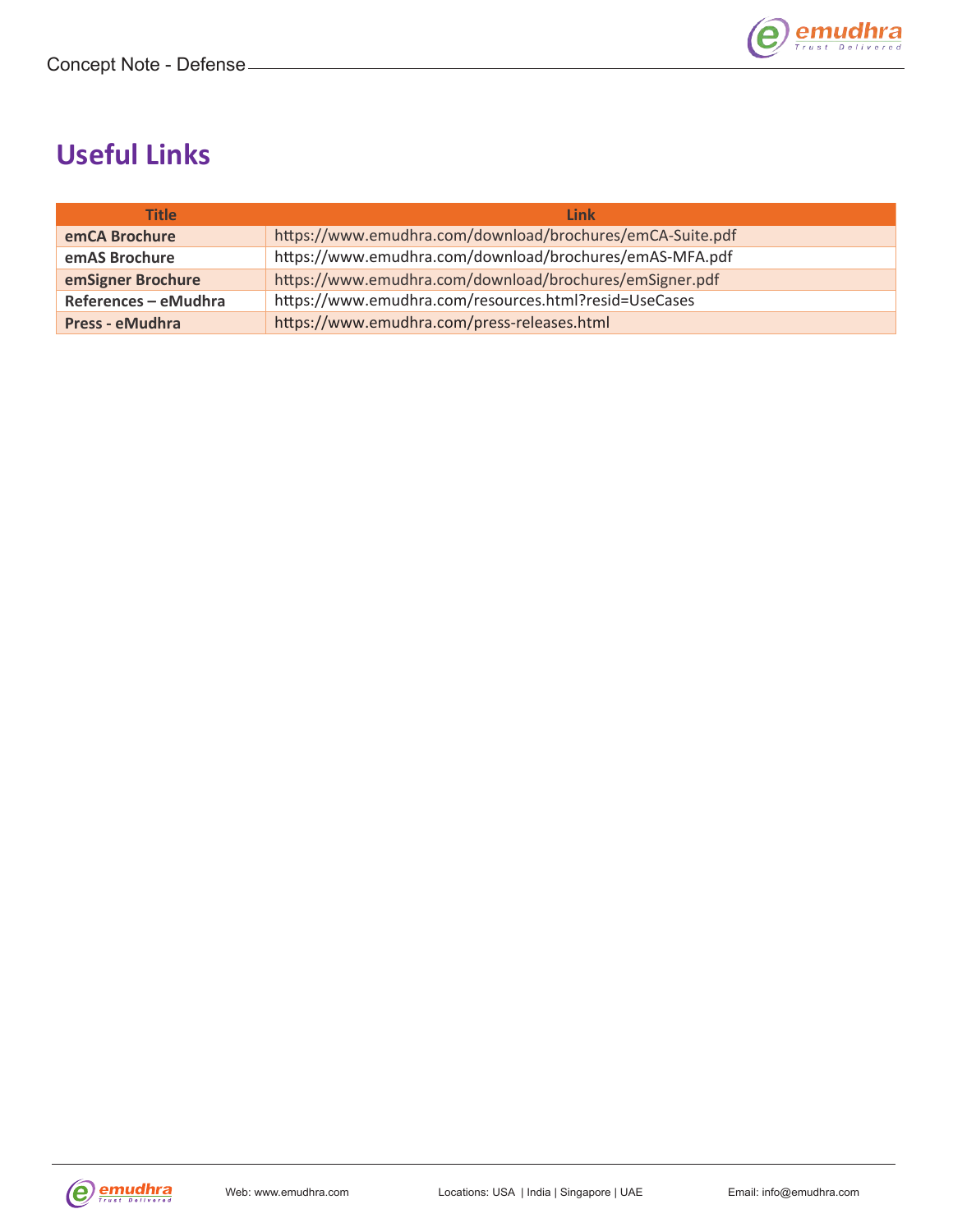# Useful Links

| Title | Link |
|---|---|
| **emCA Brochure** | https://www.emudhra.com/download/brochures/emCA-Suite.pdf |
| **emAS Brochure** | https://www.emudhra.com/download/brochures/emAS-MFA.pdf |
| **emSigner Brochure** | https://www.emudhra.com/download/brochures/emSigner.pdf |
| **References – eMudhra** | https://www.emudhra.com/resources.html?resid=UseCases |
| **Press - eMudhra** | https://www.emudhra.com/press-releases.html |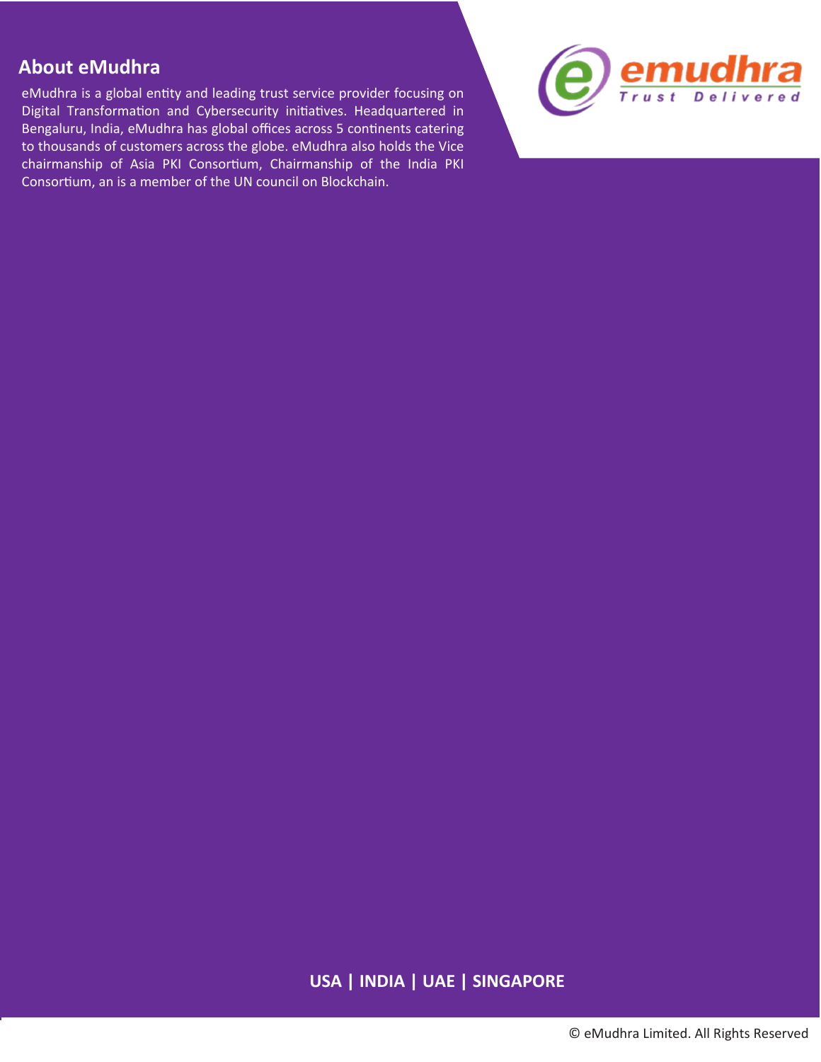## About eMudhra

eMudhra is a global entity and leading trust service provider focusing on Digital Transformation and Cybersecurity initiatives. Headquartered in Bengaluru, India, eMudhra has global offices across 5 continents catering to thousands of customers across the globe. eMudhra also holds the Vice chairmanship of Asia PKI Consortium, Chairmanship of the India PKI Consortium, an is a member of the UN council on Blockchain.

emudhra
Trust Delivered

**USA | INDIA | UAE | SINGAPORE**

© eMudhra Limited. All Rights Reserved